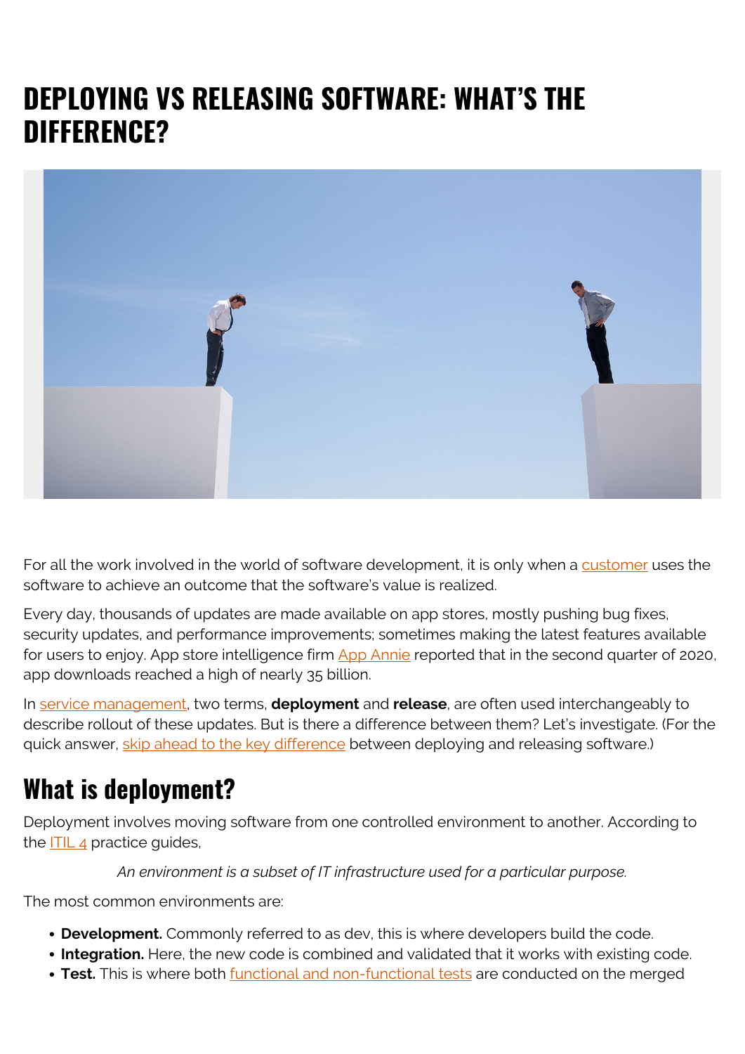# DEPLOYING VS RELEASING SOFTWARE: WHAT'S THE DIFFERENCE?

For all the work involved in the world of software development, it is only when a customer uses the software to achieve an outcome that the software's value is realized.

Every day, thousands of updates are made available on app stores, mostly pushing bug fixes, security updates, and performance improvements; sometimes making the latest features available for users to enjoy. App store intelligence firm App Annie reported that in the second quarter of 2020, app downloads reached a high of nearly 35 billion.

In service management, two terms, **deployment** and **release**, are often used interchangeably to describe rollout of these updates. But is there a difference between them? Let's investigate. (For the quick answer, skip ahead to the key difference between deploying and releasing software.)

## What is deployment?

Deployment involves moving software from one controlled environment to another. According to the ITIL 4 practice guides,

> *An environment is a subset of IT infrastructure used for a particular purpose.*

The most common environments are:

- **Development.** Commonly referred to as dev, this is where developers build the code.
- **Integration.** Here, the new code is combined and validated that it works with existing code.
- **Test.** This is where both functional and non-functional tests are conducted on the merged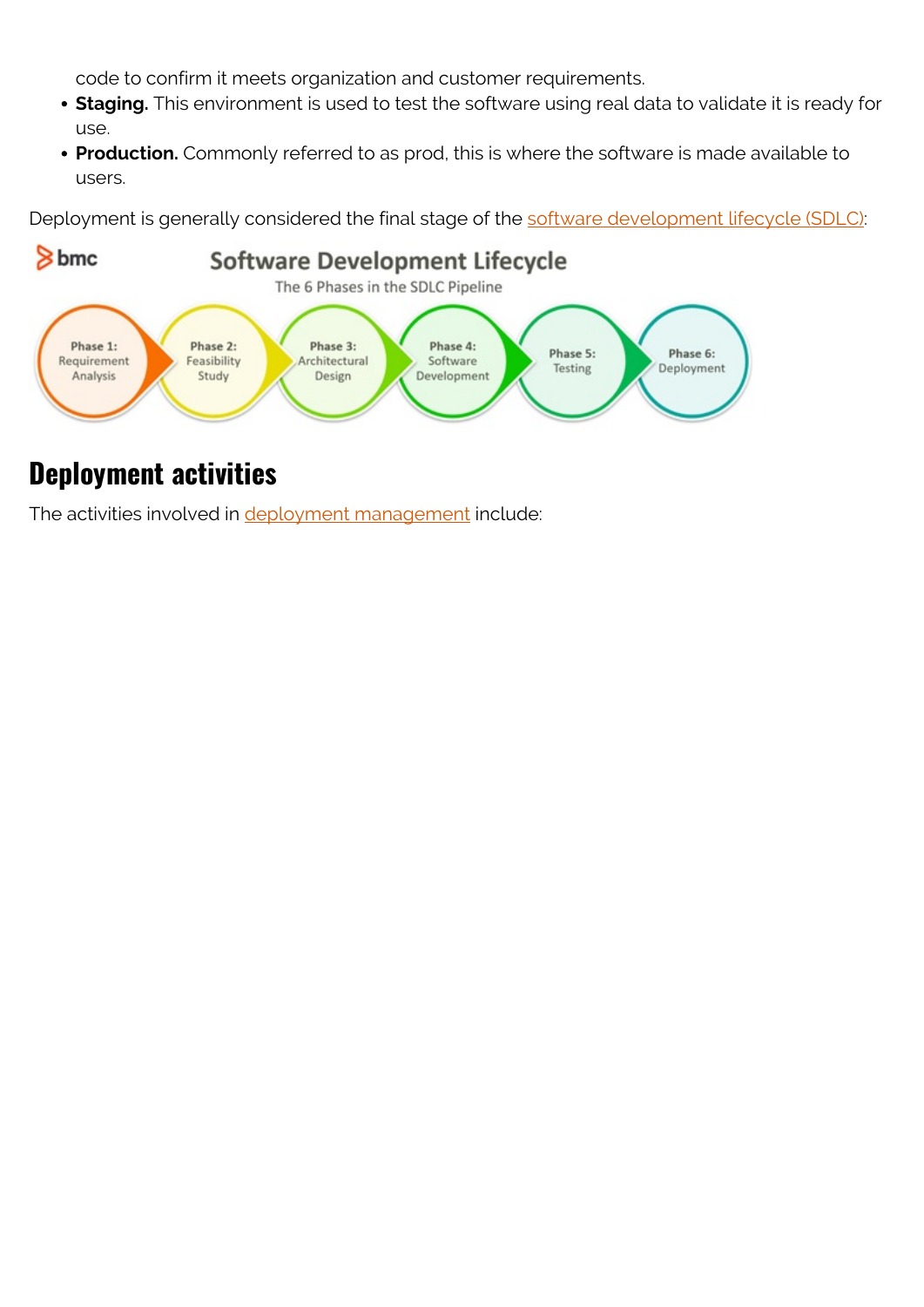code to confirm it meets organization and customer requirements.

- **Staging.** This environment is used to test the software using real data to validate it is ready for use.
- **Production.** Commonly referred to as prod, this is where the software is made available to users.

Deployment is generally considered the final stage of the software development lifecycle (SDLC):

## Deployment activities

The activities involved in deployment management include: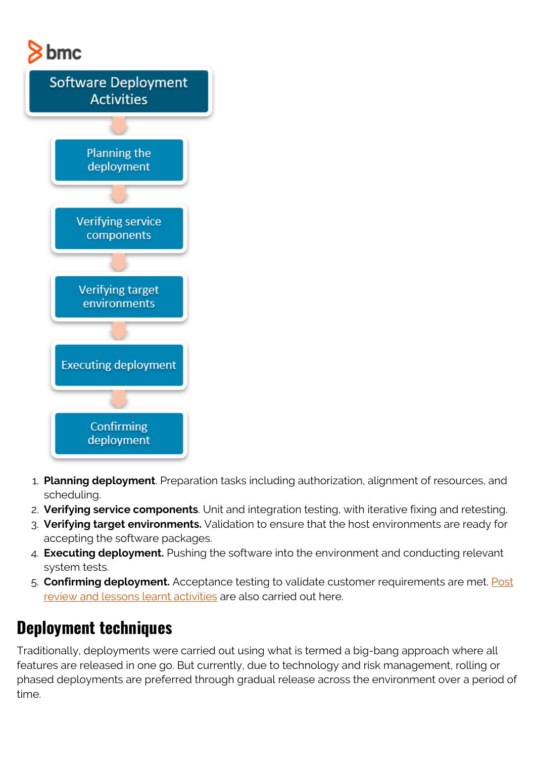Software Deployment Activities

Planning the deployment

Verifying service components

Verifying target environments

Executing deployment

Confirming deployment

1. **Planning deployment**. Preparation tasks including authorization, alignment of resources, and scheduling.
2. **Verifying service components**. Unit and integration testing, with iterative fixing and retesting.
3. **Verifying target environments.** Validation to ensure that the host environments are ready for accepting the software packages.
4. **Executing deployment.** Pushing the software into the environment and conducting relevant system tests.
5. **Confirming deployment.** Acceptance testing to validate customer requirements are met. Post review and lessons learnt activities are also carried out here.

## Deployment techniques

Traditionally, deployments were carried out using what is termed a big-bang approach where all features are released in one go. But currently, due to technology and risk management, rolling or phased deployments are preferred through gradual release across the environment over a period of time.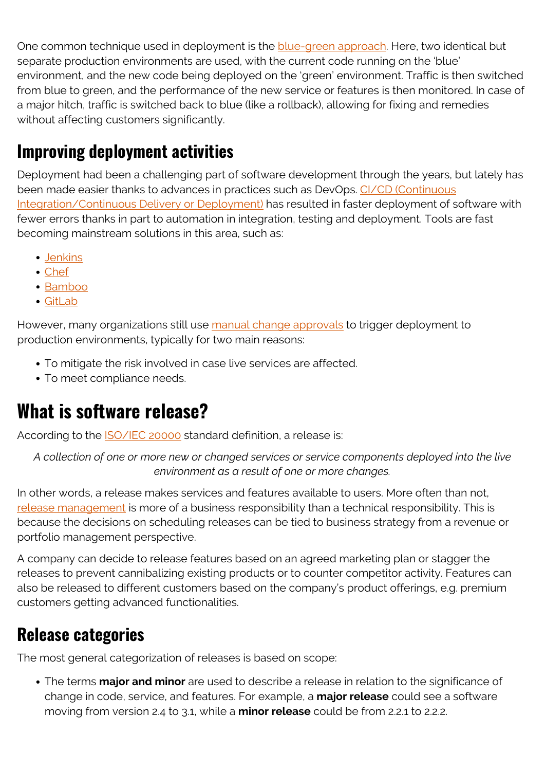One common technique used in deployment is the blue-green approach. Here, two identical but separate production environments are used, with the current code running on the 'blue' environment, and the new code being deployed on the 'green' environment. Traffic is then switched from blue to green, and the performance of the new service or features is then monitored. In case of a major hitch, traffic is switched back to blue (like a rollback), allowing for fixing and remedies without affecting customers significantly.

## Improving deployment activities

Deployment had been a challenging part of software development through the years, but lately has been made easier thanks to advances in practices such as DevOps. CI/CD (Continuous Integration/Continuous Delivery or Deployment) has resulted in faster deployment of software with fewer errors thanks in part to automation in integration, testing and deployment. Tools are fast becoming mainstream solutions in this area, such as:

- Jenkins
- Chef
- Bamboo
- GitLab

However, many organizations still use manual change approvals to trigger deployment to production environments, typically for two main reasons:

- To mitigate the risk involved in case live services are affected.
- To meet compliance needs.

# What is software release?

According to the ISO/IEC 20000 standard definition, a release is:

> *A collection of one or more new or changed services or service components deployed into the live environment as a result of one or more changes.*

In other words, a release makes services and features available to users. More often than not, release management is more of a business responsibility than a technical responsibility. This is because the decisions on scheduling releases can be tied to business strategy from a revenue or portfolio management perspective.

A company can decide to release features based on an agreed marketing plan or stagger the releases to prevent cannibalizing existing products or to counter competitor activity. Features can also be released to different customers based on the company's product offerings, e.g. premium customers getting advanced functionalities.

## Release categories

The most general categorization of releases is based on scope:

- The terms **major and minor** are used to describe a release in relation to the significance of change in code, service, and features. For example, a **major release** could see a software moving from version 2.4 to 3.1, while a **minor release** could be from 2.2.1 to 2.2.2.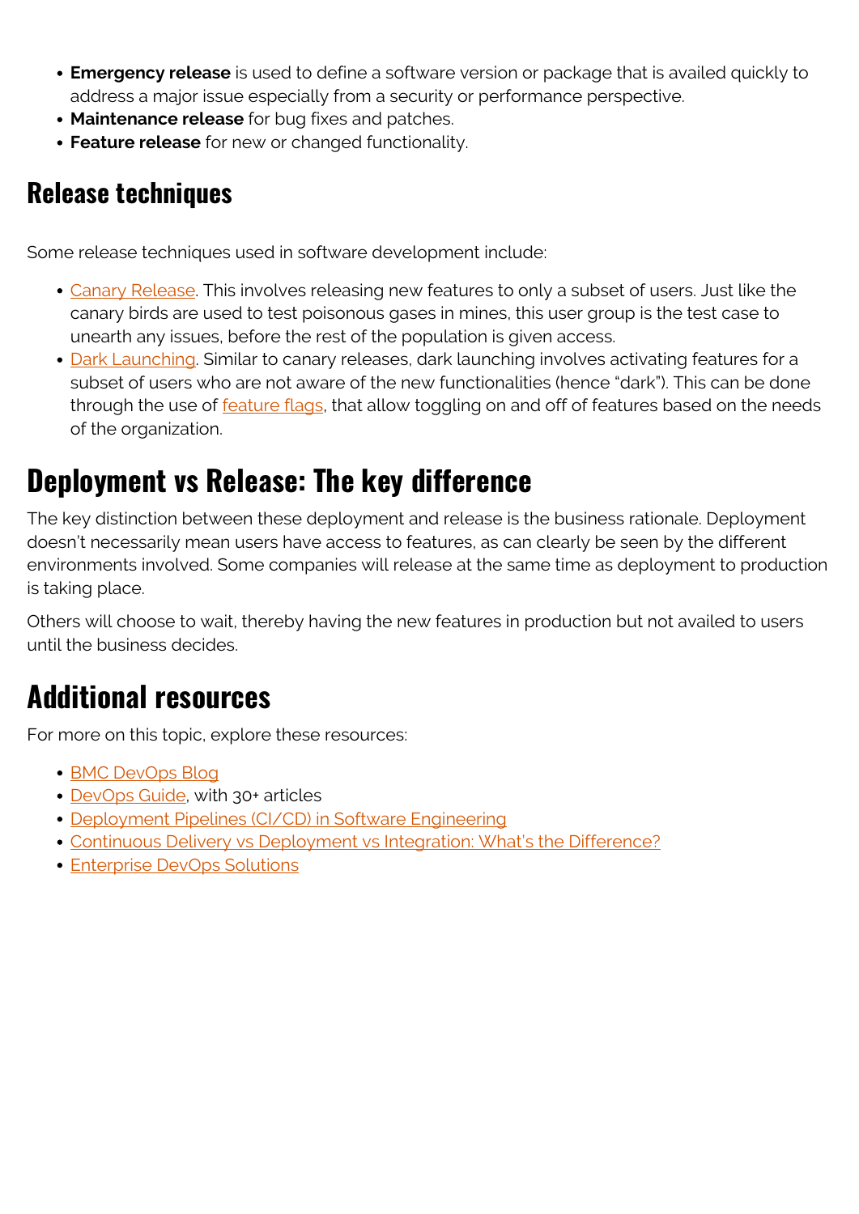- **Emergency release** is used to define a software version or package that is availed quickly to address a major issue especially from a security or performance perspective.
- **Maintenance release** for bug fixes and patches.
- **Feature release** for new or changed functionality.

### Release techniques

Some release techniques used in software development include:

- Canary Release. This involves releasing new features to only a subset of users. Just like the canary birds are used to test poisonous gases in mines, this user group is the test case to unearth any issues, before the rest of the population is given access.
- Dark Launching. Similar to canary releases, dark launching involves activating features for a subset of users who are not aware of the new functionalities (hence "dark"). This can be done through the use of feature flags, that allow toggling on and off of features based on the needs of the organization.

## Deployment vs Release: The key difference

The key distinction between these deployment and release is the business rationale. Deployment doesn't necessarily mean users have access to features, as can clearly be seen by the different environments involved. Some companies will release at the same time as deployment to production is taking place.

Others will choose to wait, thereby having the new features in production but not availed to users until the business decides.

## Additional resources

For more on this topic, explore these resources:

- BMC DevOps Blog
- DevOps Guide, with 30+ articles
- Deployment Pipelines (CI/CD) in Software Engineering
- Continuous Delivery vs Deployment vs Integration: What's the Difference?
- Enterprise DevOps Solutions